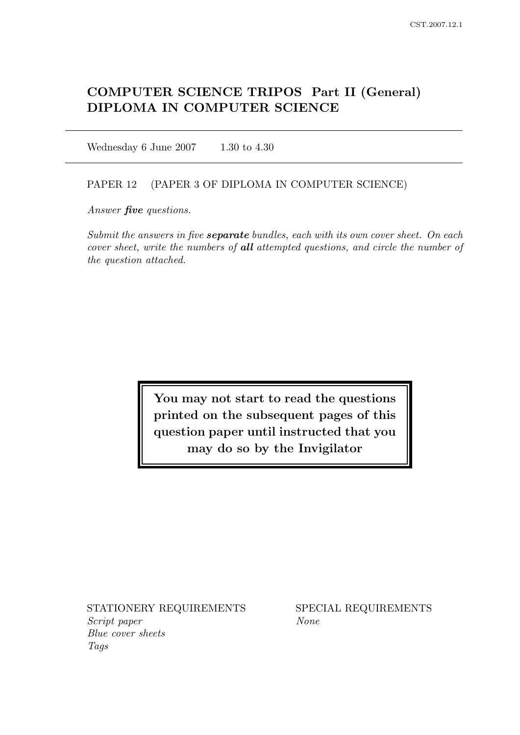# COMPUTER SCIENCE TRIPOS Part II (General)
# DIPLOMA IN COMPUTER SCIENCE

Wednesday 6 June 2007 1.30 to 4.30

PAPER 12 (PAPER 3 OF DIPLOMA IN COMPUTER SCIENCE)

*Answer **five** questions.*

*Submit the answers in five **separate** bundles, each with its own cover sheet. On each cover sheet, write the numbers of **all** attempted questions, and circle the number of the question attached.*

**You may not start to read the questions printed on the subsequent pages of this question paper until instructed that you may do so by the Invigilator**

STATIONERY REQUIREMENTS
*Script paper*
*Blue cover sheets*
*Tags*

SPECIAL REQUIREMENTS
*None*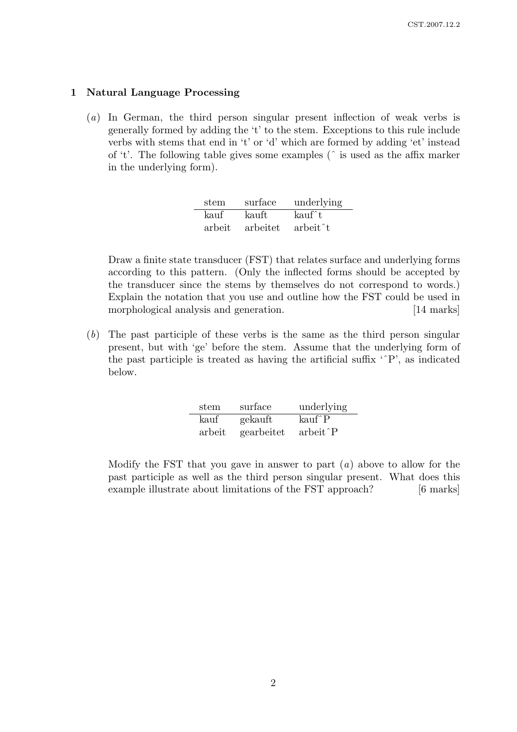## 1 Natural Language Processing

(*a*) In German, the third person singular present inflection of weak verbs is generally formed by adding the 't' to the stem. Exceptions to this rule include verbs with stems that end in 't' or 'd' which are formed by adding 'et' instead of 't'. The following table gives some examples (ˆ is used as the affix marker in the underlying form).

| stem | surface | underlying |
|---|---|---|
| kauf | kauft | kaufˆt |
| arbeit | arbeitet | arbeitˆt |

Draw a finite state transducer (FST) that relates surface and underlying forms according to this pattern. (Only the inflected forms should be accepted by the transducer since the stems by themselves do not correspond to words.) Explain the notation that you use and outline how the FST could be used in morphological analysis and generation. [14 marks]

(*b*) The past participle of these verbs is the same as the third person singular present, but with 'ge' before the stem. Assume that the underlying form of the past participle is treated as having the artificial suffix 'ˆP', as indicated below.

| stem | surface | underlying |
|---|---|---|
| kauf | gekauft | kaufˆP |
| arbeit | gearbeitet | arbeitˆP |

Modify the FST that you gave in answer to part (*a*) above to allow for the past participle as well as the third person singular present. What does this example illustrate about limitations of the FST approach? [6 marks]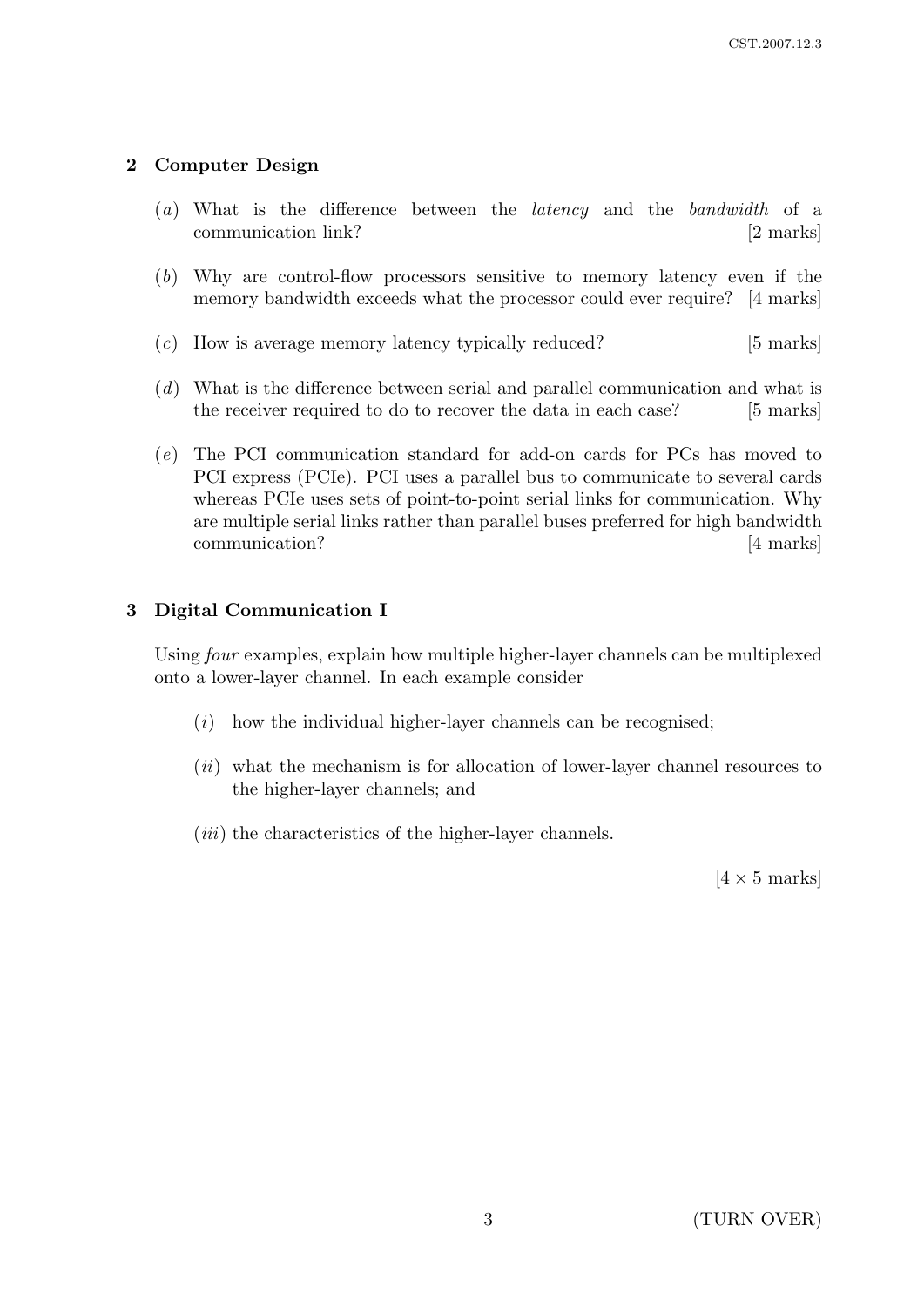## 2 Computer Design

(*a*) What is the difference between the *latency* and the *bandwidth* of a communication link? [2 marks]

(*b*) Why are control-flow processors sensitive to memory latency even if the memory bandwidth exceeds what the processor could ever require? [4 marks]

(*c*) How is average memory latency typically reduced? [5 marks]

(*d*) What is the difference between serial and parallel communication and what is the receiver required to do to recover the data in each case? [5 marks]

(*e*) The PCI communication standard for add-on cards for PCs has moved to PCI express (PCIe). PCI uses a parallel bus to communicate to several cards whereas PCIe uses sets of point-to-point serial links for communication. Why are multiple serial links rather than parallel buses preferred for high bandwidth communication? [4 marks]

## 3 Digital Communication I

Using *four* examples, explain how multiple higher-layer channels can be multiplexed onto a lower-layer channel. In each example consider

(*i*) how the individual higher-layer channels can be recognised;

(*ii*) what the mechanism is for allocation of lower-layer channel resources to the higher-layer channels; and

(*iii*) the characteristics of the higher-layer channels.

[4 × 5 marks]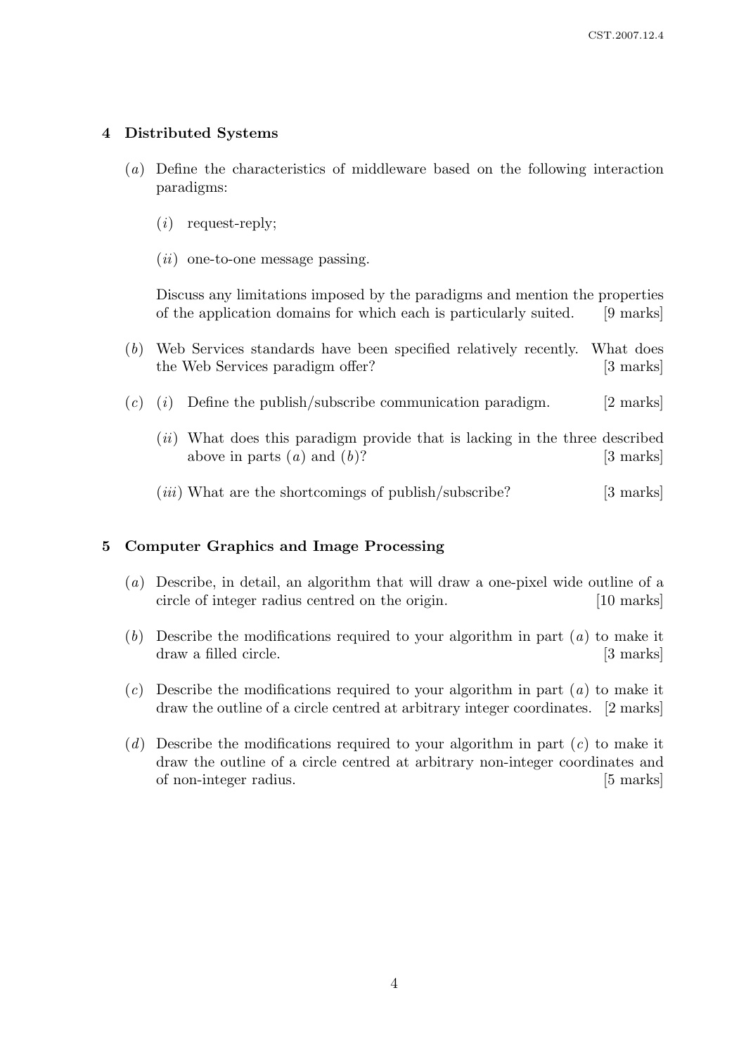## 4 Distributed Systems

(*a*) Define the characteristics of middleware based on the following interaction paradigms:

(*i*) request-reply;

(*ii*) one-to-one message passing.

Discuss any limitations imposed by the paradigms and mention the properties of the application domains for which each is particularly suited. [9 marks]

(*b*) Web Services standards have been specified relatively recently. What does the Web Services paradigm offer? [3 marks]

(*c*) (*i*) Define the publish/subscribe communication paradigm. [2 marks]

(*ii*) What does this paradigm provide that is lacking in the three described above in parts (*a*) and (*b*)? [3 marks]

(*iii*) What are the shortcomings of publish/subscribe? [3 marks]

## 5 Computer Graphics and Image Processing

(*a*) Describe, in detail, an algorithm that will draw a one-pixel wide outline of a circle of integer radius centred on the origin. [10 marks]

(*b*) Describe the modifications required to your algorithm in part (*a*) to make it draw a filled circle. [3 marks]

(*c*) Describe the modifications required to your algorithm in part (*a*) to make it draw the outline of a circle centred at arbitrary integer coordinates. [2 marks]

(*d*) Describe the modifications required to your algorithm in part (*c*) to make it draw the outline of a circle centred at arbitrary non-integer coordinates and of non-integer radius. [5 marks]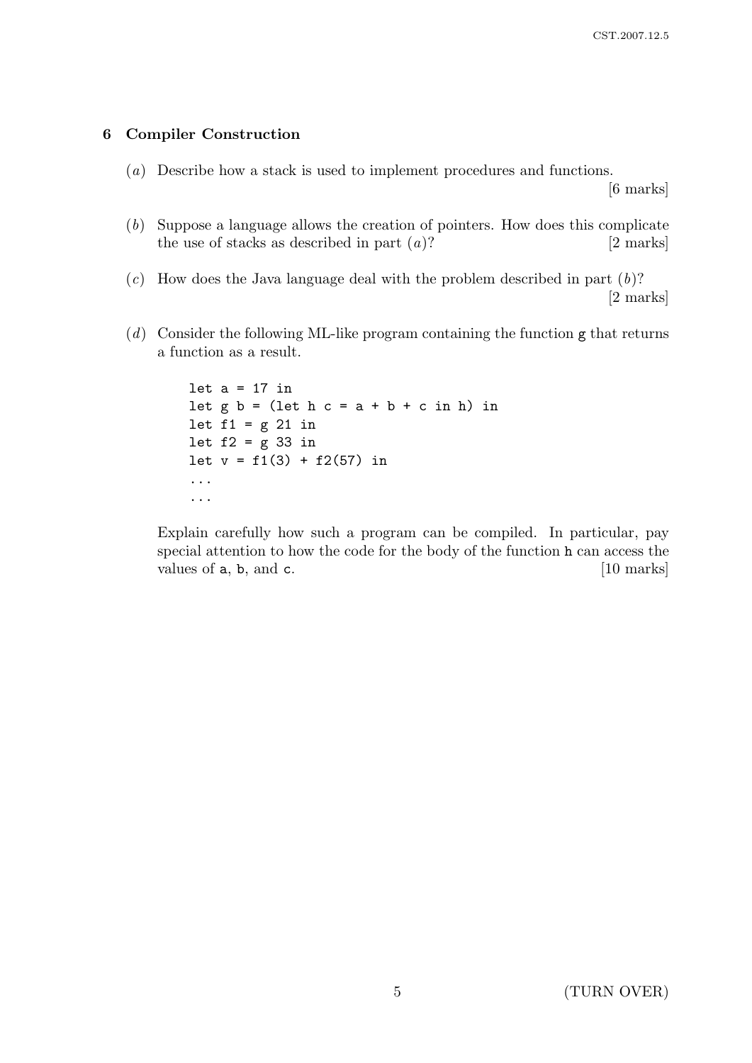## 6 Compiler Construction

(*a*) Describe how a stack is used to implement procedures and functions. [6 marks]

(*b*) Suppose a language allows the creation of pointers. How does this complicate the use of stacks as described in part (*a*)? [2 marks]

(*c*) How does the Java language deal with the problem described in part (*b*)? [2 marks]

(*d*) Consider the following ML-like program containing the function g that returns a function as a result.

```
let a = 17 in
let g b = (let h c = a + b + c in h) in
let f1 = g 21 in
let f2 = g 33 in
let v = f1(3) + f2(57) in
...
...
```

Explain carefully how such a program can be compiled. In particular, pay special attention to how the code for the body of the function h can access the values of a, b, and c. [10 marks]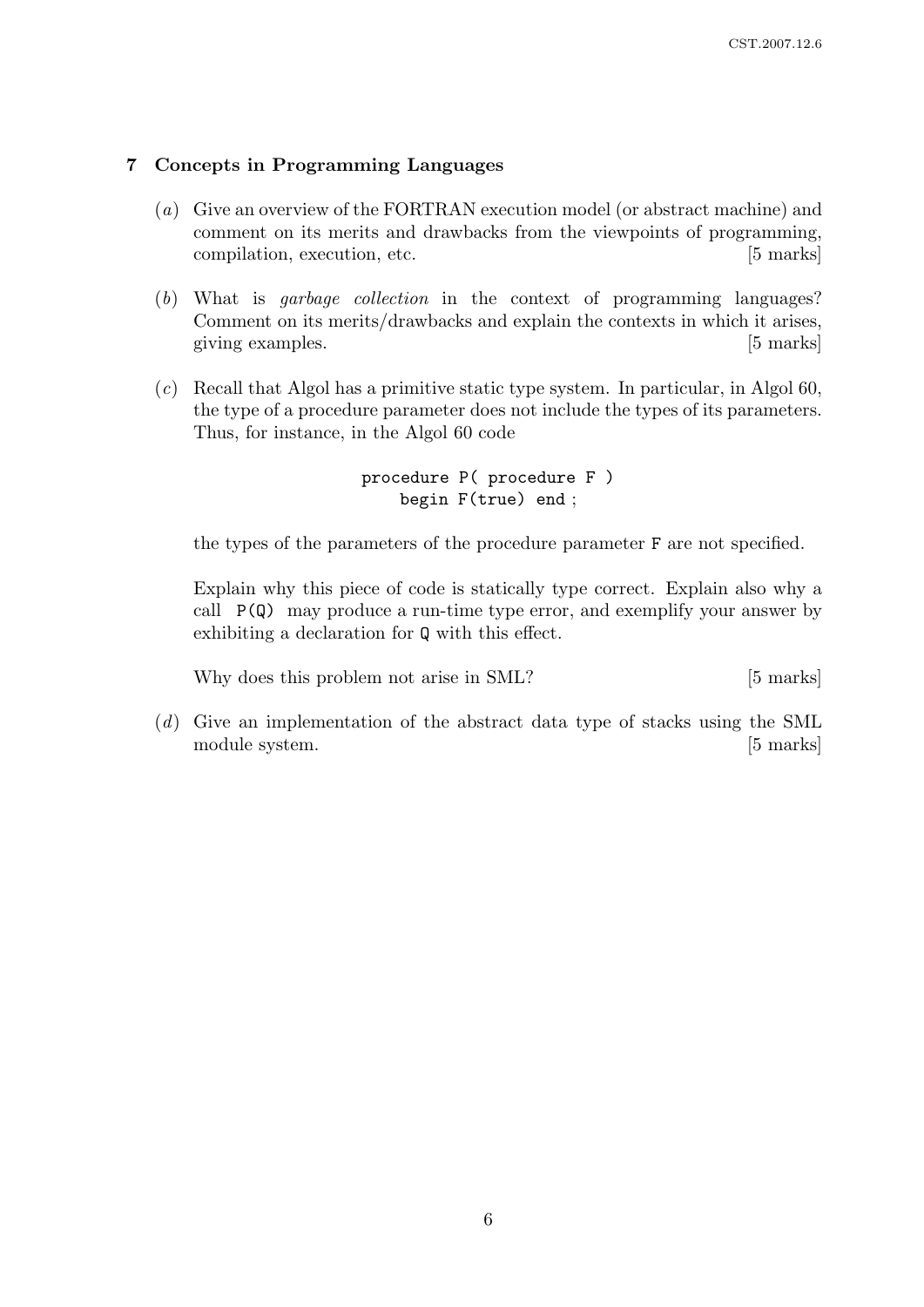## 7 Concepts in Programming Languages

(*a*) Give an overview of the FORTRAN execution model (or abstract machine) and comment on its merits and drawbacks from the viewpoints of programming, compilation, execution, etc. [5 marks]

(*b*) What is *garbage collection* in the context of programming languages? Comment on its merits/drawbacks and explain the contexts in which it arises, giving examples. [5 marks]

(*c*) Recall that Algol has a primitive static type system. In particular, in Algol 60, the type of a procedure parameter does not include the types of its parameters. Thus, for instance, in the Algol 60 code

```
procedure P( procedure F )
    begin F(true) end ;
```

the types of the parameters of the procedure parameter `F` are not specified.

Explain why this piece of code is statically type correct. Explain also why a call `P(Q)` may produce a run-time type error, and exemplify your answer by exhibiting a declaration for `Q` with this effect.

Why does this problem not arise in SML? [5 marks]

(*d*) Give an implementation of the abstract data type of stacks using the SML module system. [5 marks]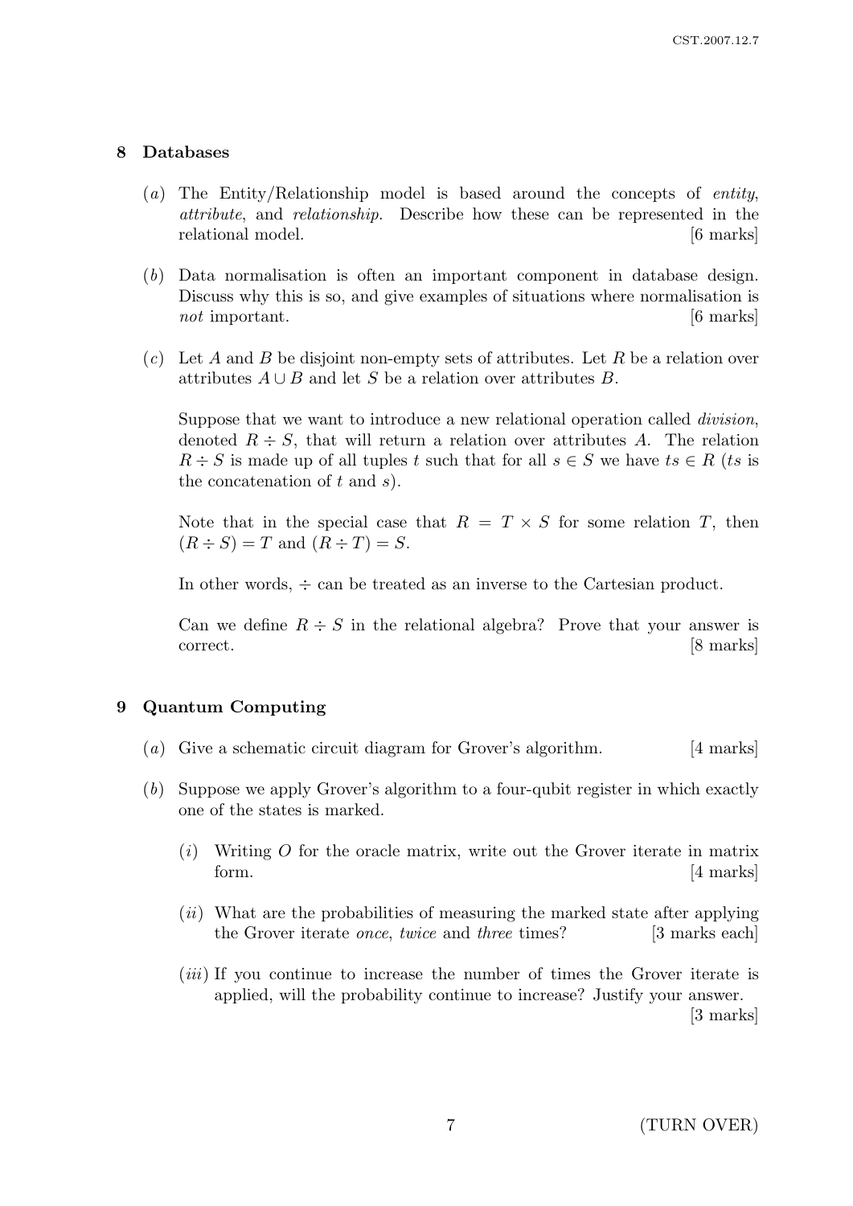## 8 Databases

(*a*) The Entity/Relationship model is based around the concepts of *entity*, *attribute*, and *relationship*. Describe how these can be represented in the relational model. [6 marks]

(*b*) Data normalisation is often an important component in database design. Discuss why this is so, and give examples of situations where normalisation is *not* important. [6 marks]

(*c*) Let $A$ and $B$ be disjoint non-empty sets of attributes. Let $R$ be a relation over attributes $A \cup B$ and let $S$ be a relation over attributes $B$.

Suppose that we want to introduce a new relational operation called *division*, denoted $R \div S$, that will return a relation over attributes $A$. The relation $R \div S$ is made up of all tuples $t$ such that for all $s \in S$ we have $ts \in R$ ($ts$ is the concatenation of $t$ and $s$).

Note that in the special case that $R = T \times S$ for some relation $T$, then $(R \div S) = T$ and $(R \div T) = S$.

In other words, $\div$ can be treated as an inverse to the Cartesian product.

Can we define $R \div S$ in the relational algebra? Prove that your answer is correct. [8 marks]

## 9 Quantum Computing

(*a*) Give a schematic circuit diagram for Grover's algorithm. [4 marks]

(*b*) Suppose we apply Grover's algorithm to a four-qubit register in which exactly one of the states is marked.

(*i*) Writing $O$ for the oracle matrix, write out the Grover iterate in matrix form. [4 marks]

(*ii*) What are the probabilities of measuring the marked state after applying the Grover iterate *once*, *twice* and *three* times? [3 marks each]

(*iii*) If you continue to increase the number of times the Grover iterate is applied, will the probability continue to increase? Justify your answer. [3 marks]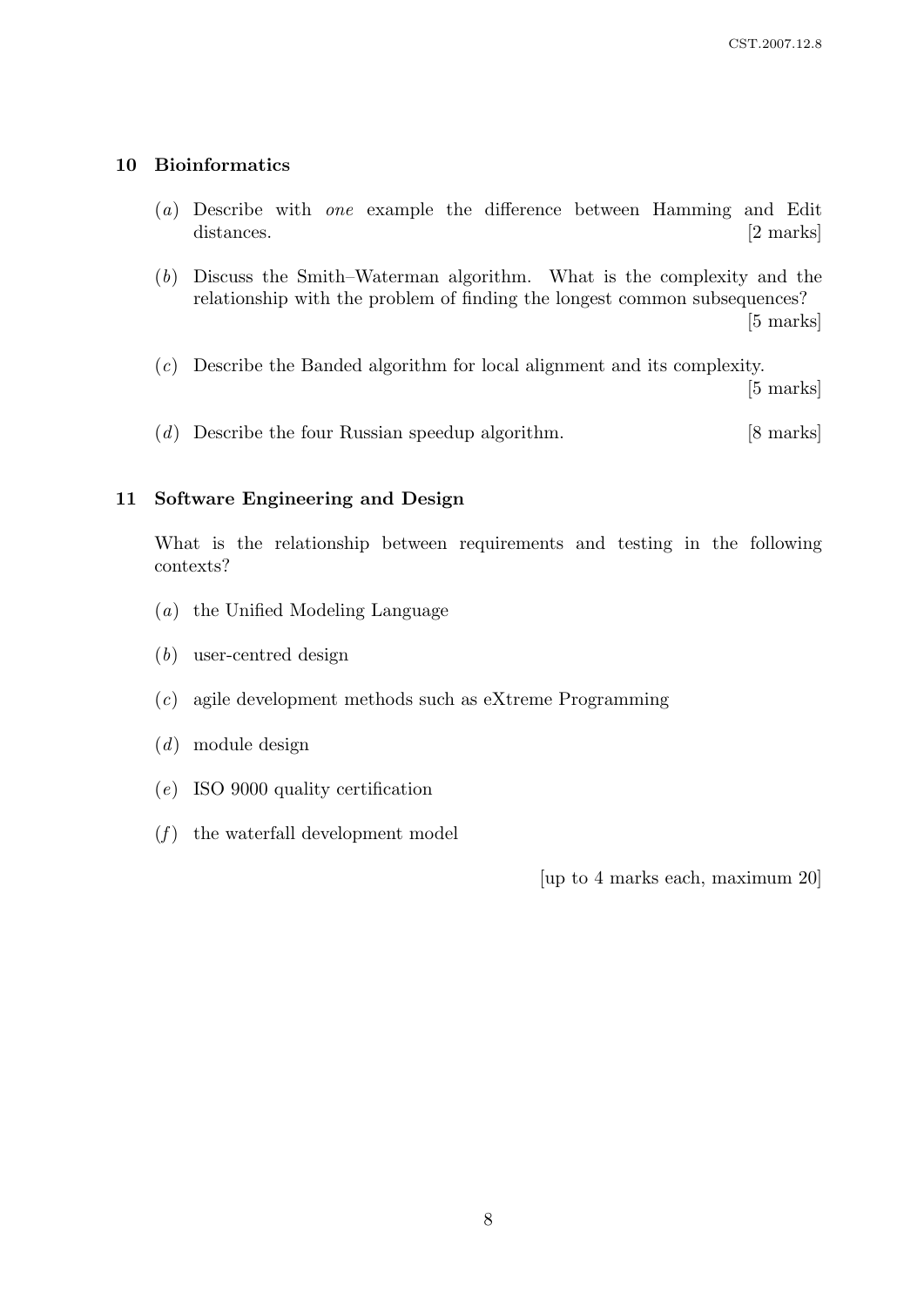## 10 Bioinformatics

(*a*) Describe with *one* example the difference between Hamming and Edit distances. [2 marks]

(*b*) Discuss the Smith–Waterman algorithm. What is the complexity and the relationship with the problem of finding the longest common subsequences? [5 marks]

(*c*) Describe the Banded algorithm for local alignment and its complexity. [5 marks]

(*d*) Describe the four Russian speedup algorithm. [8 marks]

## 11 Software Engineering and Design

What is the relationship between requirements and testing in the following contexts?

(*a*) the Unified Modeling Language

(*b*) user-centred design

(*c*) agile development methods such as eXtreme Programming

(*d*) module design

(*e*) ISO 9000 quality certification

(*f*) the waterfall development model

[up to 4 marks each, maximum 20]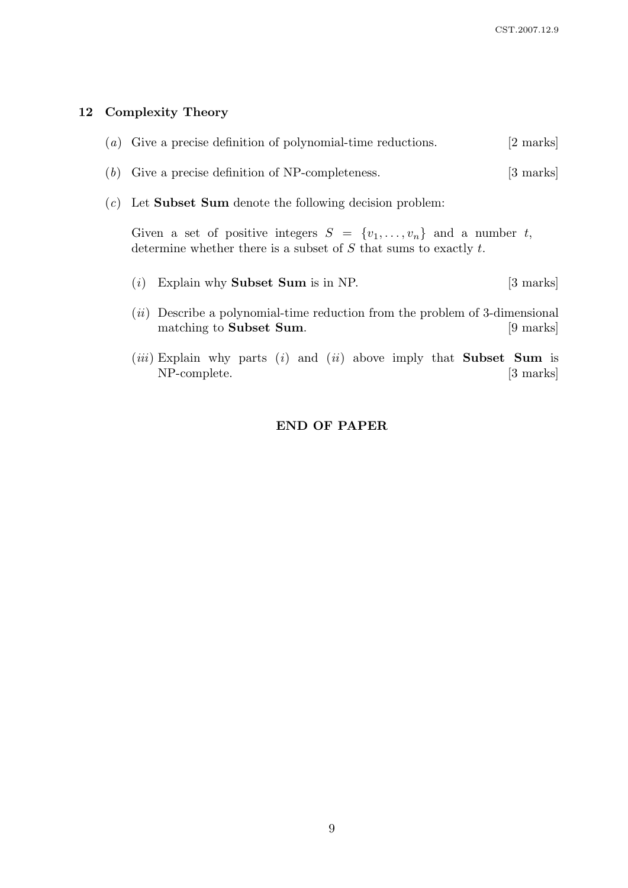## 12 Complexity Theory

(*a*) Give a precise definition of polynomial-time reductions. [2 marks]

(*b*) Give a precise definition of NP-completeness. [3 marks]

(*c*) Let **Subset Sum** denote the following decision problem:

Given a set of positive integers $S = \{v_1, \ldots, v_n\}$ and a number $t$, determine whether there is a subset of $S$ that sums to exactly $t$.

(*i*) Explain why **Subset Sum** is in NP. [3 marks]

(*ii*) Describe a polynomial-time reduction from the problem of 3-dimensional matching to **Subset Sum**. [9 marks]

(*iii*) Explain why parts (*i*) and (*ii*) above imply that **Subset Sum** is NP-complete. [3 marks]

**END OF PAPER**